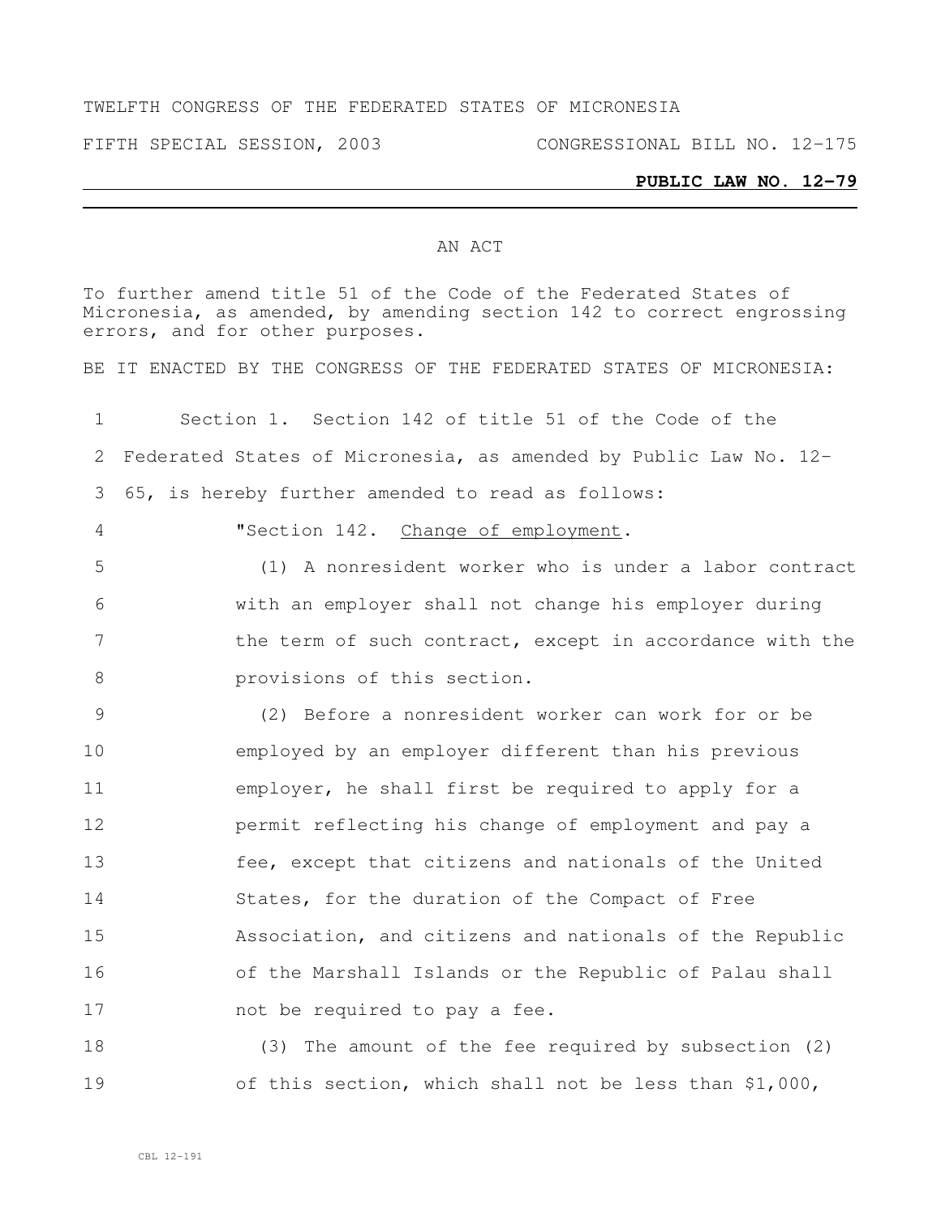TWELFTH CONGRESS OF THE FEDERATED STATES OF MICRONESIA

FIFTH SPECIAL SESSION, 2003 CONGRESSIONAL BILL NO. 12-175

**PUBLIC LAW NO. 12-79**

AN ACT

To further amend title 51 of the Code of the Federated States of Micronesia, as amended, by amending section 142 to correct engrossing errors, and for other purposes.

BE IT ENACTED BY THE CONGRESS OF THE FEDERATED STATES OF MICRONESIA:

1 Section 1. Section 142 of title 51 of the Code of the
2 Federated States of Micronesia, as amended by Public Law No. 12-
3 65, is hereby further amended to read as follows:
4 "Section 142. Change of employment.
5 (1) A nonresident worker who is under a labor contract
6 with an employer shall not change his employer during
7 the term of such contract, except in accordance with the
8 provisions of this section.
9 (2) Before a nonresident worker can work for or be
10 employed by an employer different than his previous
11 employer, he shall first be required to apply for a
12 permit reflecting his change of employment and pay a
13 fee, except that citizens and nationals of the United
14 States, for the duration of the Compact of Free
15 Association, and citizens and nationals of the Republic
16 of the Marshall Islands or the Republic of Palau shall
17 not be required to pay a fee.
18 (3) The amount of the fee required by subsection (2)
19 of this section, which shall not be less than $1,000,

CBL 12-191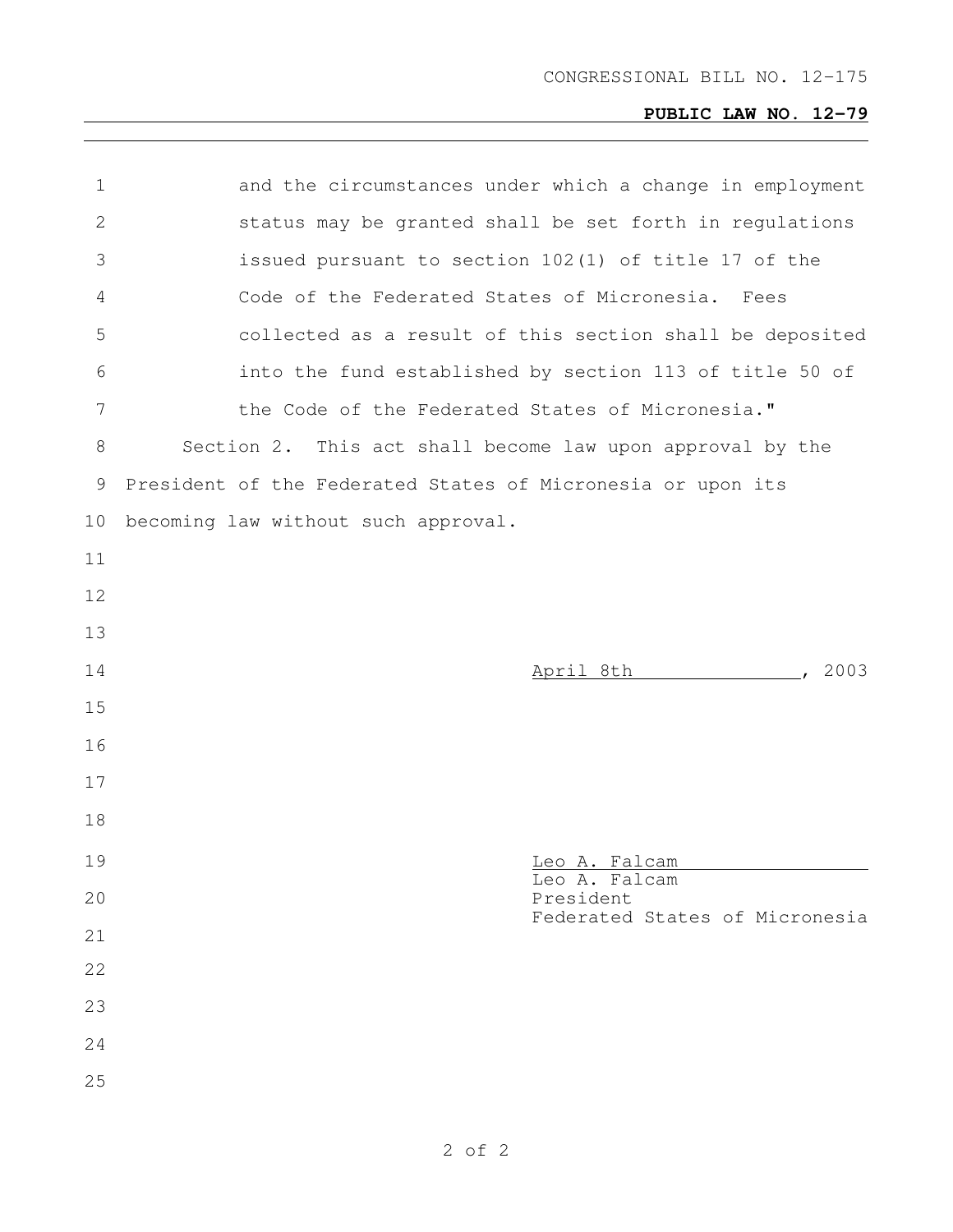and the circumstances under which a change in employment status may be granted shall be set forth in regulations issued pursuant to section 102(1) of title 17 of the Code of the Federated States of Micronesia. Fees collected as a result of this section shall be deposited into the fund established by section 113 of title 50 of the Code of the Federated States of Micronesia."

Section 2. This act shall become law upon approval by the President of the Federated States of Micronesia or upon its becoming law without such approval.

April 8th, 2003

Leo A. Falcam

Leo A. Falcam
President
Federated States of Micronesia